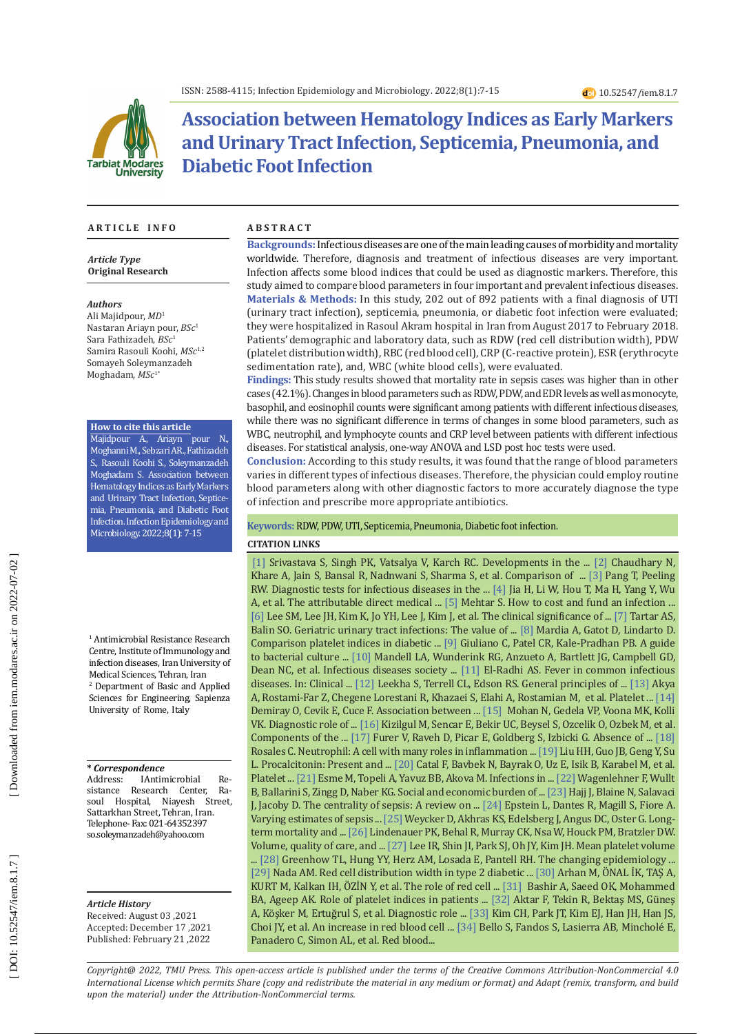# Association between Hematology Indices as Early Markers and Urinary Tract Infection, Septicemia, Pneumonia, and Diabetic Foot Infection

## ARTICLE INFO

*Article Type*
**Original Research**

*Authors*
Ali Majidpour, *MD*[1]
Nastaran Ariayn pour, *BSc*[1]
Sara Fathizadeh, *BSc*[1]
Samira Rasouli Koohi, *MSc*[1,2]
Somayeh Soleymanzadeh Moghadam, *MSc*[1*]

**How to cite this article**
Majidpour A., Ariayn pour N., Moghanni M., Sebzari AR., Fathizadeh S., Rasouli Koohi S., Soleymanzadeh Moghadam S. Association between Hematology Indices as Early Markers and Urinary Tract Infection, Septicemia, Pneumonia, and Diabetic Foot Infection. Infection Epidemiology and Microbiology. 2022;8(1): 7-15

[1] Antimicrobial Resistance Research Centre, Institute of Immunology and infection diseases, Iran University of Medical Sciences, Tehran, Iran
[2] Department of Basic and Applied Sciences for Engineering, Sapienza University of Rome, Italy

*** Correspondence**
Address: lAntimicrobial Resistance Research Center, Rasoul Hospital, Niayesh Street, Sattarkhan Street, Tehran, Iran. Telephone- Fax: 021-64352397
so.soleymanzadeh@yahoo.com

*Article History*
Received: August 03 ,2021
Accepted: December 17 ,2021
Published: February 21 ,2022

## ABSTRACT

**Backgrounds:** Infectious diseases are one of the main leading causes of morbidity and mortality worldwide. Therefore, diagnosis and treatment of infectious diseases are very important. Infection affects some blood indices that could be used as diagnostic markers. Therefore, this study aimed to compare blood parameters in four important and prevalent infectious diseases.

**Materials & Methods:** In this study, 202 out of 892 patients with a final diagnosis of UTI (urinary tract infection), septicemia, pneumonia, or diabetic foot infection were evaluated; they were hospitalized in Rasoul Akram hospital in Iran from August 2017 to February 2018. Patients' demographic and laboratory data, such as RDW (red cell distribution width), PDW (platelet distribution width), RBC (red blood cell), CRP (C-reactive protein), ESR (erythrocyte sedimentation rate), and, WBC (white blood cells), were evaluated.

**Findings:** This study results showed that mortality rate in sepsis cases was higher than in other cases (42.1%). Changes in blood parameters such as RDW, PDW, and EDR levels as well as monocyte, basophil, and eosinophil counts were significant among patients with different infectious diseases, while there was no significant difference in terms of changes in some blood parameters, such as WBC, neutrophil, and lymphocyte counts and CRP level between patients with different infectious diseases. For statistical analysis, one-way ANOVA and LSD post hoc tests were used.

**Conclusion:** According to this study results, it was found that the range of blood parameters varies in different types of infectious diseases. Therefore, the physician could employ routine blood parameters along with other diagnostic factors to more accurately diagnose the type of infection and prescribe more appropriate antibiotics.

**Keywords:** RDW, PDW, UTI, Septicemia, Pneumonia, Diabetic foot infection.

### CITATION LINKS

[1] Srivastava S, Singh PK, Vatsalya V, Karch RC. Developments in the ... [2] Chaudhary N, Khare A, Jain S, Bansal R, Nadnwani S, Sharma S, et al. Comparison of ... [3] Pang T, Peeling RW. Diagnostic tests for infectious diseases in the ... [4] Jia H, Li W, Hou T, Ma H, Yang Y, Wu A, et al. The attributable direct medical ... [5] Mehtar S. How to cost and fund an infection ... [6] Lee SM, Lee JH, Kim K, Jo YH, Lee J, Kim J, et al. The clinical significance of ... [7] Tartar AS, Balin SO. Geriatric urinary tract infections: The value of ... [8] Mardia A, Gatot D, Lindarto D. Comparison platelet indices in diabetic ... [9] Giuliano C, Patel CR, Kale-Pradhan PB. A guide to bacterial culture ... [10] Mandell LA, Wunderink RG, Anzueto A, Bartlett JG, Campbell GD, Dean NC, et al. Infectious diseases society ... [11] El-Radhi AS. Fever in common infectious diseases. In: Clinical ... [12] Leekha S, Terrell CL, Edson RS. General principles of ... [13] Akya A, Rostami-Far Z, Chegene Lorestani R, Khazaei S, Elahi A, Rostamian M, et al. Platelet ... [14] Demiray O, Cevik E, Cuce F. Association between ... [15] Mohan N, Gedela VP, Voona MK, Kolli VK. Diagnostic role of ... [16] Kizilgul M, Sencar E, Bekir UC, Beysel S, Ozcelik O, Ozbek M, et al. Components of the ... [17] Furer V, Raveh D, Picar E, Goldberg S, Izbicki G. Absence of ... [18] Rosales C. Neutrophil: A cell with many roles in inflammation ... [19] Liu HH, Guo JB, Geng Y, Su L. Procalcitonin: Present and ... [20] Catal F, Bavbek N, Bayrak O, Uz E, Isik B, Karabel M, et al. Platelet ... [21] Esme M, Topeli A, Yavuz BB, Akova M. Infections in ... [22] Wagenlehner F, Wullt B, Ballarini S, Zingg D, Naber KG. Social and economic burden of ... [23] Hajj J, Blaine N, Salavaci J, Jacoby D. The centrality of sepsis: A review on ... [24] Epstein L, Dantes R, Magill S, Fiore A. Varying estimates of sepsis ... [25] Weycker D, Akhras KS, Edelsberg J, Angus DC, Oster G. Long-term mortality and ... [26] Lindenauer PK, Behal R, Murray CK, Nsa W, Houck PM, Bratzler DW. Volume, quality of care, and ... [27] Lee IR, Shin JI, Park SJ, Oh JY, Kim JH. Mean platelet volume ... [28] Greenhow TL, Hung YY, Herz AM, Losada E, Pantell RH. The changing epidemiology ... [29] Nada AM. Red cell distribution width in type 2 diabetic ... [30] Arhan M, ÖNAL İK, TAŞ A, KURT M, Kalkan IH, ÖZİN Y, et al. The role of red cell ... [31] Bashir A, Saeed OK, Mohammed BA, Ageep AK. Role of platelet indices in patients ... [32] Aktar F, Tekin R, Bektaş MS, Güneş A, Köşker M, Ertuğrul S, et al. Diagnostic role ... [33] Kim CH, Park JT, Kim EJ, Han JH, Han JS, Choi JY, et al. An increase in red blood cell ... [34] Bello S, Fandos S, Lasierra AB, Mincholé E, Panadero C, Simon AL, et al. Red blood...

*Copyright@ 2022, TMU Press. This open-access article is published under the terms of the Creative Commons Attribution-NonCommercial 4.0 International License which permits Share (copy and redistribute the material in any medium or format) and Adapt (remix, transform, and build upon the material) under the Attribution-NonCommercial terms.*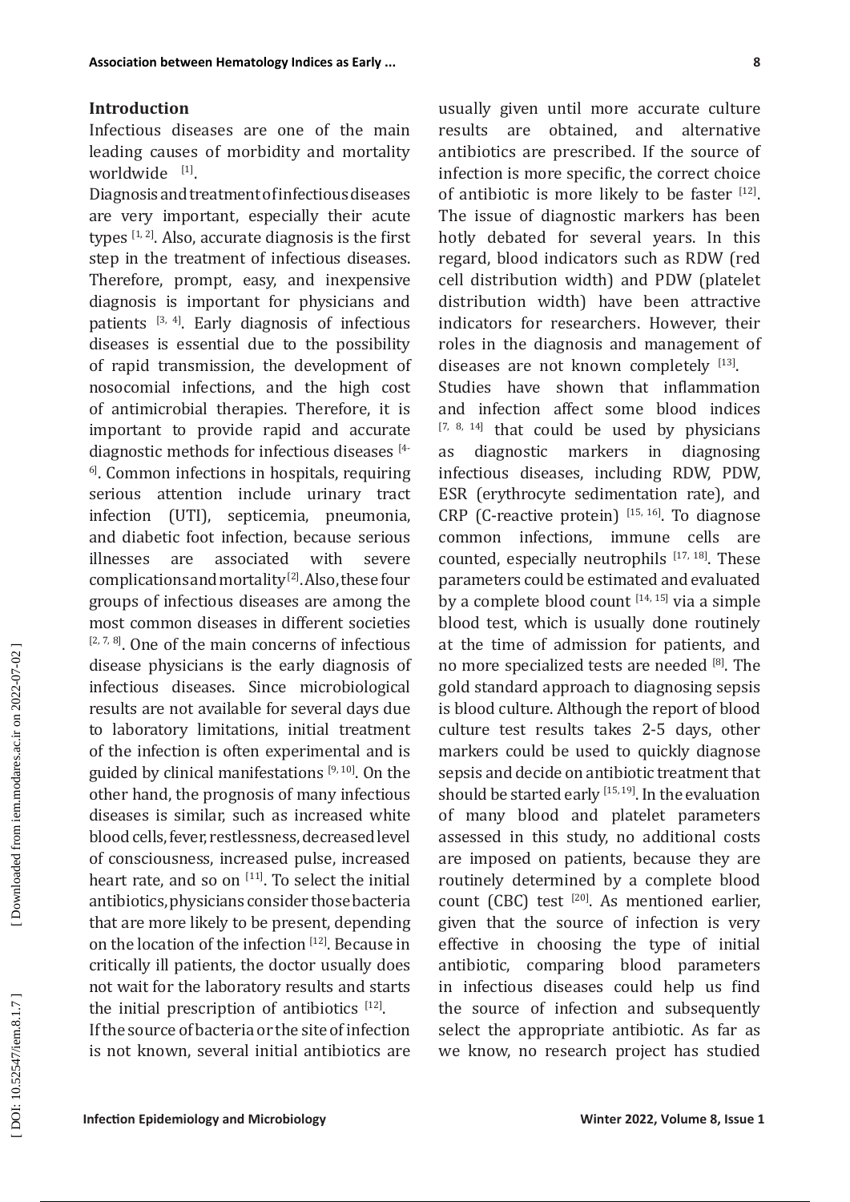## Introduction

Infectious diseases are one of the main leading causes of morbidity and mortality worldwide [1].

Diagnosis and treatment of infectious diseases are very important, especially their acute types [1, 2]. Also, accurate diagnosis is the first step in the treatment of infectious diseases. Therefore, prompt, easy, and inexpensive diagnosis is important for physicians and patients [3, 4]. Early diagnosis of infectious diseases is essential due to the possibility of rapid transmission, the development of nosocomial infections, and the high cost of antimicrobial therapies. Therefore, it is important to provide rapid and accurate diagnostic methods for infectious diseases [4-6]. Common infections in hospitals, requiring serious attention include urinary tract infection (UTI), septicemia, pneumonia, and diabetic foot infection, because serious illnesses are associated with severe complications and mortality [2]. Also, these four groups of infectious diseases are among the most common diseases in different societies [2, 7, 8]. One of the main concerns of infectious disease physicians is the early diagnosis of infectious diseases. Since microbiological results are not available for several days due to laboratory limitations, initial treatment of the infection is often experimental and is guided by clinical manifestations [9, 10]. On the other hand, the prognosis of many infectious diseases is similar, such as increased white blood cells, fever, restlessness, decreased level of consciousness, increased pulse, increased heart rate, and so on [11]. To select the initial antibiotics, physicians consider those bacteria that are more likely to be present, depending on the location of the infection [12]. Because in critically ill patients, the doctor usually does not wait for the laboratory results and starts the initial prescription of antibiotics [12].

If the source of bacteria or the site of infection is not known, several initial antibiotics are usually given until more accurate culture results are obtained, and alternative antibiotics are prescribed. If the source of infection is more specific, the correct choice of antibiotic is more likely to be faster [12]. The issue of diagnostic markers has been hotly debated for several years. In this regard, blood indicators such as RDW (red cell distribution width) and PDW (platelet distribution width) have been attractive indicators for researchers. However, their roles in the diagnosis and management of diseases are not known completely [13].

Studies have shown that inflammation and infection affect some blood indices [7, 8, 14] that could be used by physicians as diagnostic markers in diagnosing infectious diseases, including RDW, PDW, ESR (erythrocyte sedimentation rate), and CRP (C-reactive protein) [15, 16]. To diagnose common infections, immune cells are counted, especially neutrophils [17, 18]. These parameters could be estimated and evaluated by a complete blood count [14, 15] via a simple blood test, which is usually done routinely at the time of admission for patients, and no more specialized tests are needed [8]. The gold standard approach to diagnosing sepsis is blood culture. Although the report of blood culture test results takes 2-5 days, other markers could be used to quickly diagnose sepsis and decide on antibiotic treatment that should be started early [15, 19]. In the evaluation of many blood and platelet parameters assessed in this study, no additional costs are imposed on patients, because they are routinely determined by a complete blood count (CBC) test [20]. As mentioned earlier, given that the source of infection is very effective in choosing the type of initial antibiotic, comparing blood parameters in infectious diseases could help us find the source of infection and subsequently select the appropriate antibiotic. As far as we know, no research project has studied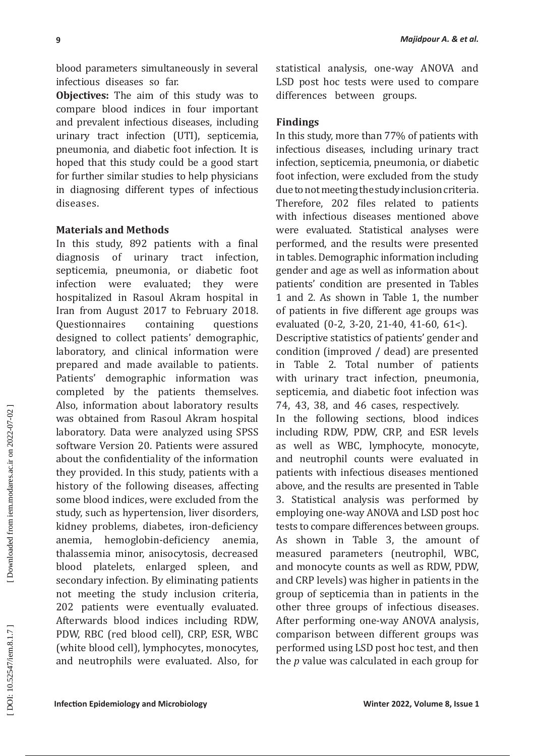blood parameters simultaneously in several infectious diseases so far.

**Objectives:** The aim of this study was to compare blood indices in four important and prevalent infectious diseases, including urinary tract infection (UTI), septicemia, pneumonia, and diabetic foot infection. It is hoped that this study could be a good start for further similar studies to help physicians in diagnosing different types of infectious diseases.

## Materials and Methods

In this study, 892 patients with a final diagnosis of urinary tract infection, septicemia, pneumonia, or diabetic foot infection were evaluated; they were hospitalized in Rasoul Akram hospital in Iran from August 2017 to February 2018. Questionnaires containing questions designed to collect patients' demographic, laboratory, and clinical information were prepared and made available to patients. Patients' demographic information was completed by the patients themselves. Also, information about laboratory results was obtained from Rasoul Akram hospital laboratory. Data were analyzed using SPSS software Version 20. Patients were assured about the confidentiality of the information they provided. In this study, patients with a history of the following diseases, affecting some blood indices, were excluded from the study, such as hypertension, liver disorders, kidney problems, diabetes, iron-deficiency anemia, hemoglobin-deficiency anemia, thalassemia minor, anisocytosis, decreased blood platelets, enlarged spleen, and secondary infection. By eliminating patients not meeting the study inclusion criteria, 202 patients were eventually evaluated. Afterwards blood indices including RDW, PDW, RBC (red blood cell), CRP, ESR, WBC (white blood cell), lymphocytes, monocytes, and neutrophils were evaluated. Also, for statistical analysis, one-way ANOVA and LSD post hoc tests were used to compare differences between groups.

## Findings

In this study, more than 77% of patients with infectious diseases, including urinary tract infection, septicemia, pneumonia, or diabetic foot infection, were excluded from the study due to not meeting the study inclusion criteria. Therefore, 202 files related to patients with infectious diseases mentioned above were evaluated. Statistical analyses were performed, and the results were presented in tables. Demographic information including gender and age as well as information about patients' condition are presented in Tables 1 and 2. As shown in Table 1, the number of patients in five different age groups was evaluated (0-2, 3-20, 21-40, 41-60, 61<).

Descriptive statistics of patients' gender and condition (improved / dead) are presented in Table 2. Total number of patients with urinary tract infection, pneumonia, septicemia, and diabetic foot infection was 74, 43, 38, and 46 cases, respectively.

In the following sections, blood indices including RDW, PDW, CRP, and ESR levels as well as WBC, lymphocyte, monocyte, and neutrophil counts were evaluated in patients with infectious diseases mentioned above, and the results are presented in Table 3. Statistical analysis was performed by employing one-way ANOVA and LSD post hoc tests to compare differences between groups. As shown in Table 3, the amount of measured parameters (neutrophil, WBC, and monocyte counts as well as RDW, PDW, and CRP levels) was higher in patients in the group of septicemia than in patients in the other three groups of infectious diseases. After performing one-way ANOVA analysis, comparison between different groups was performed using LSD post hoc test, and then the *p* value was calculated in each group for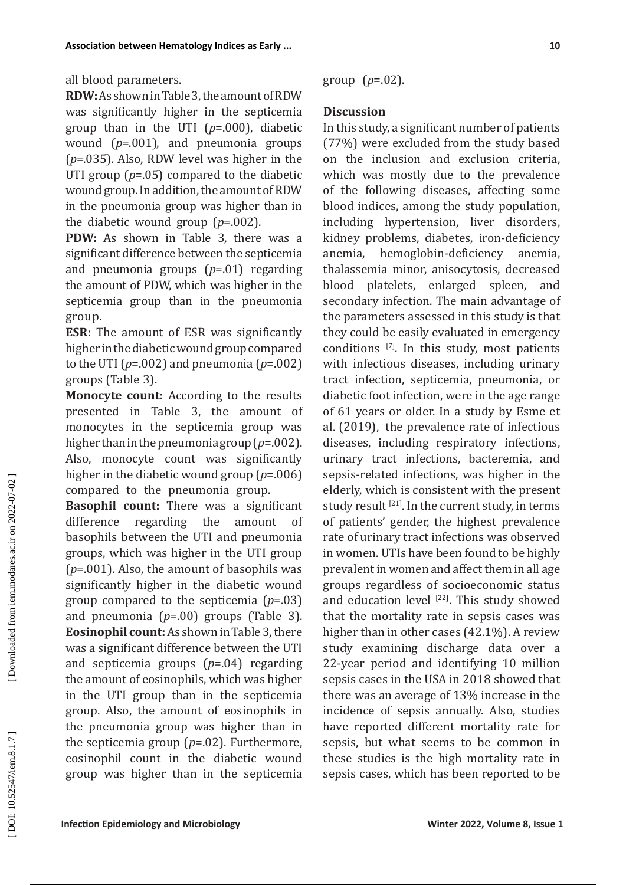all blood parameters.

**RDW:** As shown in Table 3, the amount of RDW was significantly higher in the septicemia group than in the UTI (*p*=.000), diabetic wound (*p*=.001), and pneumonia groups (*p*=.035). Also, RDW level was higher in the UTI group (*p*=.05) compared to the diabetic wound group. In addition, the amount of RDW in the pneumonia group was higher than in the diabetic wound group (*p*=.002).

**PDW:** As shown in Table 3, there was a significant difference between the septicemia and pneumonia groups (*p*=.01) regarding the amount of PDW, which was higher in the septicemia group than in the pneumonia group.

**ESR:** The amount of ESR was significantly higher in the diabetic wound group compared to the UTI (*p*=.002) and pneumonia (*p*=.002) groups (Table 3).

**Monocyte count:** According to the results presented in Table 3, the amount of monocytes in the septicemia group was higher than in the pneumonia group (*p*=.002). Also, monocyte count was significantly higher in the diabetic wound group (*p*=.006) compared to the pneumonia group.

**Basophil count:** There was a significant difference regarding the amount of basophils between the UTI and pneumonia groups, which was higher in the UTI group (*p*=.001). Also, the amount of basophils was significantly higher in the diabetic wound group compared to the septicemia (*p*=.03) and pneumonia (*p*=.00) groups (Table 3).

**Eosinophil count:** As shown in Table 3, there was a significant difference between the UTI and septicemia groups (*p*=.04) regarding the amount of eosinophils, which was higher in the UTI group than in the septicemia group. Also, the amount of eosinophils in the pneumonia group was higher than in the septicemia group (*p*=.02). Furthermore, eosinophil count in the diabetic wound group was higher than in the septicemia group (*p*=.02).

## Discussion

In this study, a significant number of patients (77%) were excluded from the study based on the inclusion and exclusion criteria, which was mostly due to the prevalence of the following diseases, affecting some blood indices, among the study population, including hypertension, liver disorders, kidney problems, diabetes, iron-deficiency anemia, hemoglobin-deficiency anemia, thalassemia minor, anisocytosis, decreased blood platelets, enlarged spleen, and secondary infection. The main advantage of the parameters assessed in this study is that they could be easily evaluated in emergency conditions [7]. In this study, most patients with infectious diseases, including urinary tract infection, septicemia, pneumonia, or diabetic foot infection, were in the age range of 61 years or older. In a study by Esme et al. (2019), the prevalence rate of infectious diseases, including respiratory infections, urinary tract infections, bacteremia, and sepsis-related infections, was higher in the elderly, which is consistent with the present study result [21]. In the current study, in terms of patients' gender, the highest prevalence rate of urinary tract infections was observed in women. UTIs have been found to be highly prevalent in women and affect them in all age groups regardless of socioeconomic status and education level [22]. This study showed that the mortality rate in sepsis cases was higher than in other cases (42.1%). A review study examining discharge data over a 22-year period and identifying 10 million sepsis cases in the USA in 2018 showed that there was an average of 13% increase in the incidence of sepsis annually. Also, studies have reported different mortality rate for sepsis, but what seems to be common in these studies is the high mortality rate in sepsis cases, which has been reported to be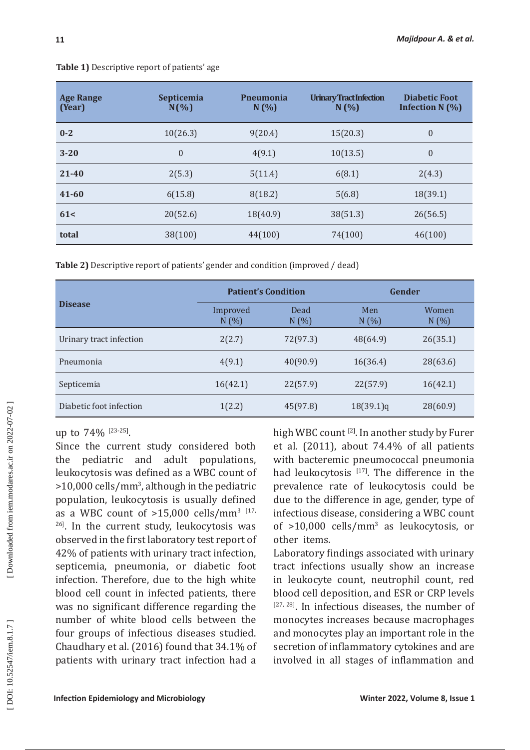**Table 1)** Descriptive report of patients' age

| Age Range (Year) | Septicemia N(%) | Pneumonia N (%) | Urinary Tract Infection N (%) | Diabetic Foot Infection N (%) |
|---|---|---|---|---|
| **0-2** | 10(26.3) | 9(20.4) | 15(20.3) | 0 |
| **3-20** | 0 | 4(9.1) | 10(13.5) | 0 |
| **21-40** | 2(5.3) | 5(11.4) | 6(8.1) | 2(4.3) |
| **41-60** | 6(15.8) | 8(18.2) | 5(6.8) | 18(39.1) |
| **61<** | 20(52.6) | 18(40.9) | 38(51.3) | 26(56.5) |
| **total** | 38(100) | 44(100) | 74(100) | 46(100) |

**Table 2)** Descriptive report of patients' gender and condition (improved / dead)

| Disease | Patient's Condition | | Gender | |
|---|---|---|---|---|
| | Improved N (%) | Dead N (%) | Men N (%) | Women N (%) |
| Urinary tract infection | 2(2.7) | 72(97.3) | 48(64.9) | 26(35.1) |
| Pneumonia | 4(9.1) | 40(90.9) | 16(36.4) | 28(63.6) |
| Septicemia | 16(42.1) | 22(57.9) | 22(57.9) | 16(42.1) |
| Diabetic foot infection | 1(2.2) | 45(97.8) | 18(39.1)q | 28(60.9) |

up to 74% [23-25].

Since the current study considered both the pediatric and adult populations, leukocytosis was defined as a WBC count of >10,000 cells/mm$^3$, although in the pediatric population, leukocytosis is usually defined as a WBC count of >15,000 cells/mm$^3$ [17, 26]. In the current study, leukocytosis was observed in the first laboratory test report of 42% of patients with urinary tract infection, septicemia, pneumonia, or diabetic foot infection. Therefore, due to the high white blood cell count in infected patients, there was no significant difference regarding the number of white blood cells between the four groups of infectious diseases studied. Chaudhary et al. (2016) found that 34.1% of patients with urinary tract infection had a high WBC count [2]. In another study by Furer et al. (2011), about 74.4% of all patients with bacteremic pneumococcal pneumonia had leukocytosis [17]. The difference in the prevalence rate of leukocytosis could be due to the difference in age, gender, type of infectious disease, considering a WBC count of >10,000 cells/mm$^3$ as leukocytosis, or other items.

Laboratory findings associated with urinary tract infections usually show an increase in leukocyte count, neutrophil count, red blood cell deposition, and ESR or CRP levels [27, 28]. In infectious diseases, the number of monocytes increases because macrophages and monocytes play an important role in the secretion of inflammatory cytokines and are involved in all stages of inflammation and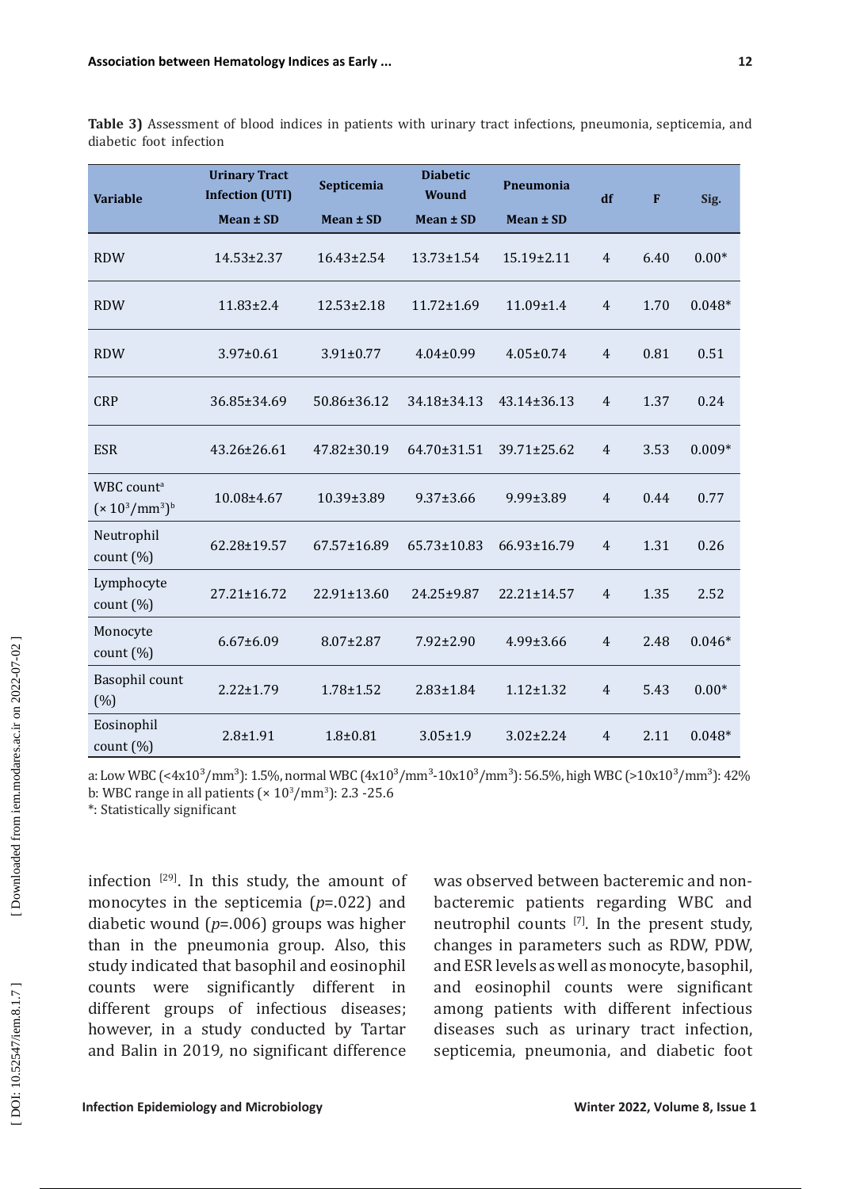**Table 3)** Assessment of blood indices in patients with urinary tract infections, pneumonia, septicemia, and diabetic foot infection

| Variable | Urinary Tract Infection (UTI) | Septicemia | Diabetic Wound | Pneumonia | df | F | Sig. |
|---|---|---|---|---|---|---|---|
| | Mean ± SD | Mean ± SD | Mean ± SD | Mean ± SD | | | |
| RDW | 14.53±2.37 | 16.43±2.54 | 13.73±1.54 | 15.19±2.11 | 4 | 6.40 | 0.00* |
| RDW | 11.83±2.4 | 12.53±2.18 | 11.72±1.69 | 11.09±1.4 | 4 | 1.70 | 0.048* |
| RDW | 3.97±0.61 | 3.91±0.77 | 4.04±0.99 | 4.05±0.74 | 4 | 0.81 | 0.51 |
| CRP | 36.85±34.69 | 50.86±36.12 | 34.18±34.13 | 43.14±36.13 | 4 | 1.37 | 0.24 |
| ESR | 43.26±26.61 | 47.82±30.19 | 64.70±31.51 | 39.71±25.62 | 4 | 3.53 | 0.009* |
| WBC count[a] ($\times 10^3$/mm$^3$)[b] | 10.08±4.67 | 10.39±3.89 | 9.37±3.66 | 9.99±3.89 | 4 | 0.44 | 0.77 |
| Neutrophil count (%) | 62.28±19.57 | 67.57±16.89 | 65.73±10.83 | 66.93±16.79 | 4 | 1.31 | 0.26 |
| Lymphocyte count (%) | 27.21±16.72 | 22.91±13.60 | 24.25±9.87 | 22.21±14.57 | 4 | 1.35 | 2.52 |
| Monocyte count (%) | 6.67±6.09 | 8.07±2.87 | 7.92±2.90 | 4.99±3.66 | 4 | 2.48 | 0.046* |
| Basophil count (%) | 2.22±1.79 | 1.78±1.52 | 2.83±1.84 | 1.12±1.32 | 4 | 5.43 | 0.00* |
| Eosinophil count (%) | 2.8±1.91 | 1.8±0.81 | 3.05±1.9 | 3.02±2.24 | 4 | 2.11 | 0.048* |

a: Low WBC (<4x10$^3$/mm$^3$): 1.5%, normal WBC (4x10$^3$/mm$^3$-10x10$^3$/mm$^3$): 56.5%, high WBC (>10x10$^3$/mm$^3$): 42%
b: WBC range in all patients ($\times 10^3$/mm$^3$): 2.3 -25.6
*: Statistically significant

infection [29]. In this study, the amount of monocytes in the septicemia ($p$=.022) and diabetic wound ($p$=.006) groups was higher than in the pneumonia group. Also, this study indicated that basophil and eosinophil counts were significantly different in different groups of infectious diseases; however, in a study conducted by Tartar and Balin in 2019, no significant difference was observed between bacteremic and non-bacteremic patients regarding WBC and neutrophil counts [7]. In the present study, changes in parameters such as RDW, PDW, and ESR levels as well as monocyte, basophil, and eosinophil counts were significant among patients with different infectious diseases such as urinary tract infection, septicemia, pneumonia, and diabetic foot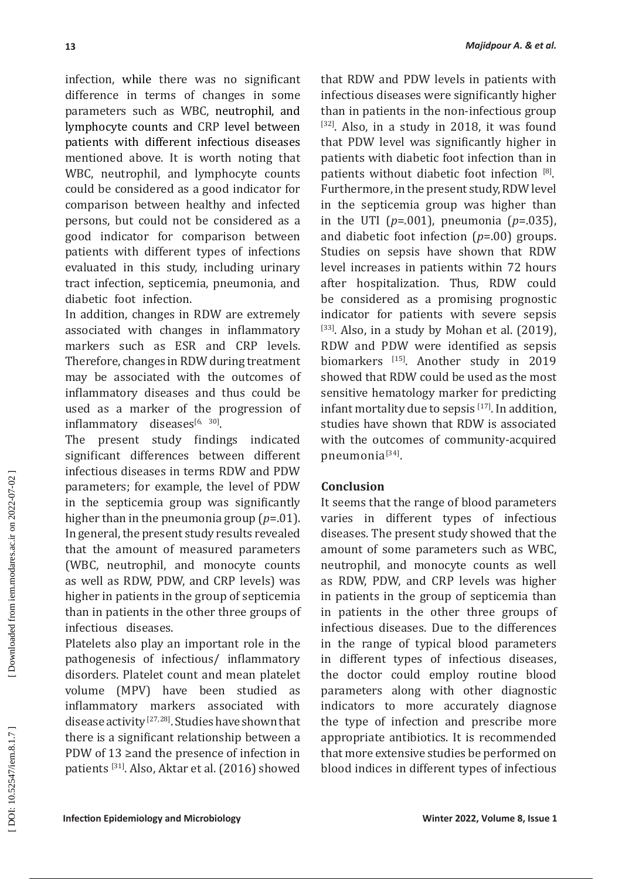infection, while there was no significant difference in terms of changes in some parameters such as WBC, neutrophil, and lymphocyte counts and CRP level between patients with different infectious diseases mentioned above. It is worth noting that WBC, neutrophil, and lymphocyte counts could be considered as a good indicator for comparison between healthy and infected persons, but could not be considered as a good indicator for comparison between patients with different types of infections evaluated in this study, including urinary tract infection, septicemia, pneumonia, and diabetic foot infection.

In addition, changes in RDW are extremely associated with changes in inflammatory markers such as ESR and CRP levels. Therefore, changes in RDW during treatment may be associated with the outcomes of inflammatory diseases and thus could be used as a marker of the progression of inflammatory diseases[6, 30].

The present study findings indicated significant differences between different infectious diseases in terms RDW and PDW parameters; for example, the level of PDW in the septicemia group was significantly higher than in the pneumonia group (*p*=.01). In general, the present study results revealed that the amount of measured parameters (WBC, neutrophil, and monocyte counts as well as RDW, PDW, and CRP levels) was higher in patients in the group of septicemia than in patients in the other three groups of infectious diseases.

Platelets also play an important role in the pathogenesis of infectious/ inflammatory disorders. Platelet count and mean platelet volume (MPV) have been studied as inflammatory markers associated with disease activity [27, 28]. Studies have shown that there is a significant relationship between a PDW of 13 ≥and the presence of infection in patients [31]. Also, Aktar et al. (2016) showed that RDW and PDW levels in patients with infectious diseases were significantly higher than in patients in the non-infectious group [32]. Also, in a study in 2018, it was found that PDW level was significantly higher in patients with diabetic foot infection than in patients without diabetic foot infection [8]. Furthermore, in the present study, RDW level in the septicemia group was higher than in the UTI (*p*=.001), pneumonia (*p*=.035), and diabetic foot infection (*p*=.00) groups. Studies on sepsis have shown that RDW level increases in patients within 72 hours after hospitalization. Thus, RDW could be considered as a promising prognostic indicator for patients with severe sepsis [33]. Also, in a study by Mohan et al. (2019), RDW and PDW were identified as sepsis biomarkers [15]. Another study in 2019 showed that RDW could be used as the most sensitive hematology marker for predicting infant mortality due to sepsis [17]. In addition, studies have shown that RDW is associated with the outcomes of community-acquired pneumonia[34].

## Conclusion

It seems that the range of blood parameters varies in different types of infectious diseases. The present study showed that the amount of some parameters such as WBC, neutrophil, and monocyte counts as well as RDW, PDW, and CRP levels was higher in patients in the group of septicemia than in patients in the other three groups of infectious diseases. Due to the differences in the range of typical blood parameters in different types of infectious diseases, the doctor could employ routine blood parameters along with other diagnostic indicators to more accurately diagnose the type of infection and prescribe more appropriate antibiotics. It is recommended that more extensive studies be performed on blood indices in different types of infectious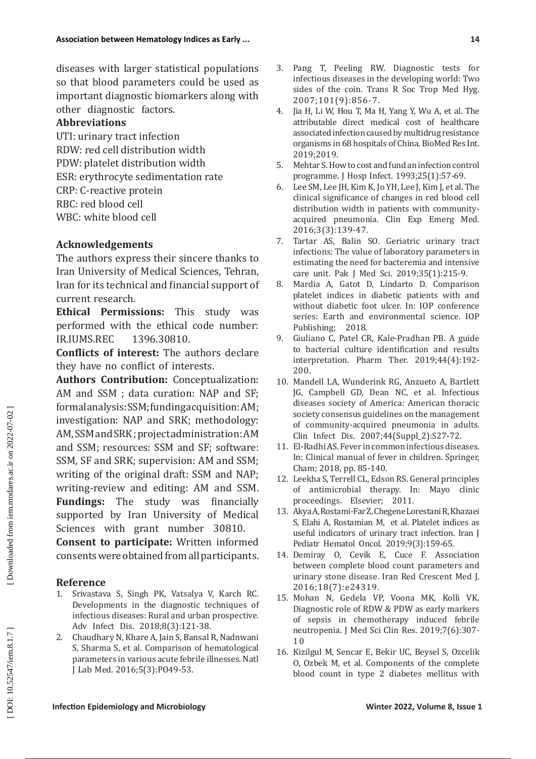diseases with larger statistical populations so that blood parameters could be used as important diagnostic biomarkers along with other diagnostic factors.

### Abbreviations

UTI: urinary tract infection
RDW: red cell distribution width
PDW: platelet distribution width
ESR: erythrocyte sedimentation rate
CRP: C-reactive protein
RBC: red blood cell
WBC: white blood cell

### Acknowledgements

The authors express their sincere thanks to Iran University of Medical Sciences, Tehran, Iran for its technical and financial support of current research.

**Ethical Permissions:** This study was performed with the ethical code number: IR.IUMS.REC 1396.30810.

**Conflicts of interest:** The authors declare they have no conflict of interests.

**Authors Contribution:** Conceptualization: AM and SSM ; data curation: NAP and SF; formal analysis: SSM; funding acquisition: AM; investigation: NAP and SRK; methodology: AM, SSM and SRK ; project administration: AM and SSM; resources: SSM and SF; software: SSM, SF and SRK; supervision: AM and SSM; writing of the original draft: SSM and NAP; writing-review and editing: AM and SSM.

**Fundings:** The study was financially supported by Iran University of Medical Sciences with grant number 30810.

**Consent to participate:** Written informed consents were obtained from all participants.

### Reference

1. Srivastava S, Singh PK, Vatsalya V, Karch RC. Developments in the diagnostic techniques of infectious diseases: Rural and urban prospective. Adv Infect Dis. 2018;8(3):121-38.
2. Chaudhary N, Khare A, Jain S, Bansal R, Nadnwani S, Sharma S, et al. Comparison of hematological parameters in various acute febrile illnesses. Natl J Lab Med. 2016;5(3):PO49-53.
3. Pang T, Peeling RW. Diagnostic tests for infectious diseases in the developing world: Two sides of the coin. Trans R Soc Trop Med Hyg. 2007;101(9):856-7.
4. Jia H, Li W, Hou T, Ma H, Yang Y, Wu A, et al. The attributable direct medical cost of healthcare associated infection caused by multidrug resistance organisms in 68 hospitals of China. BioMed Res Int. 2019;2019.
5. Mehtar S. How to cost and fund an infection control programme. J Hosp Infect. 1993;25(1):57-69.
6. Lee SM, Lee JH, Kim K, Jo YH, Lee J, Kim J, et al. The clinical significance of changes in red blood cell distribution width in patients with community-acquired pneumonia. Clin Exp Emerg Med. 2016;3(3):139-47.
7. Tartar AS, Balin SO. Geriatric urinary tract infections: The value of laboratory parameters in estimating the need for bacteremia and intensive care unit. Pak J Med Sci. 2019;35(1):215-9.
8. Mardia A, Gatot D, Lindarto D. Comparison platelet indices in diabetic patients with and without diabetic foot ulcer. In: IOP conference series: Earth and environmental science. IOP Publishing; 2018.
9. Giuliano C, Patel CR, Kale-Pradhan PB. A guide to bacterial culture identification and results interpretation. Pharm Ther. 2019;44(4):192-200.
10. Mandell LA, Wunderink RG, Anzueto A, Bartlett JG, Campbell GD, Dean NC, et al. Infectious diseases society of America: American thoracic society consensus guidelines on the management of community-acquired pneumonia in adults. Clin Infect Dis. 2007;44(Suppl_2):S27-72.
11. El-Radhi AS. Fever in common infectious diseases. In: Clinical manual of fever in children. Springer, Cham; 2018, pp. 85-140.
12. Leekha S, Terrell CL, Edson RS. General principles of antimicrobial therapy. In: Mayo clinic proceedings. Elsevier; 2011.
13. Akya A, Rostami-Far Z, Chegene Lorestani R, Khazaei S, Elahi A, Rostamian M, et al. Platelet indices as useful indicators of urinary tract infection. Iran J Pediatr Hematol Oncol. 2019;9(3):159-65.
14. Demiray O, Cevik E, Cuce F. Association between complete blood count parameters and urinary stone disease. Iran Red Crescent Med J. 2016;18(7):e24319.
15. Mohan N, Gedela VP, Voona MK, Kolli VK. Diagnostic role of RDW & PDW as early markers of sepsis in chemotherapy induced febrile neutropenia. J Med Sci Clin Res. 2019;7(6):307-10
16. Kizilgul M, Sencar E, Bekir UC, Beysel S, Ozcelik O, Ozbek M, et al. Components of the complete blood count in type 2 diabetes mellitus with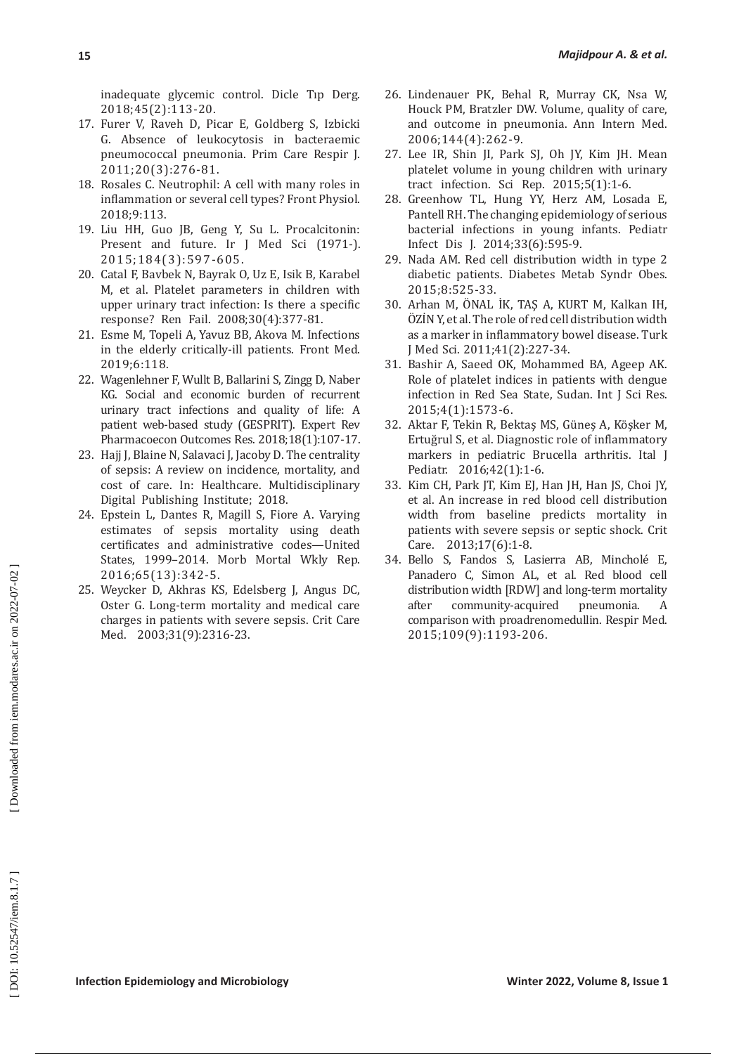inadequate glycemic control. Dicle Tıp Derg. 2018;45(2):113-20.

17. Furer V, Raveh D, Picar E, Goldberg S, Izbicki G. Absence of leukocytosis in bacteraemic pneumococcal pneumonia. Prim Care Respir J. 2011;20(3):276-81.
18. Rosales C. Neutrophil: A cell with many roles in inflammation or several cell types? Front Physiol. 2018;9:113.
19. Liu HH, Guo JB, Geng Y, Su L. Procalcitonin: Present and future. Ir J Med Sci (1971-). 2015;184(3):597-605.
20. Catal F, Bavbek N, Bayrak O, Uz E, Isik B, Karabel M, et al. Platelet parameters in children with upper urinary tract infection: Is there a specific response? Ren Fail. 2008;30(4):377-81.
21. Esme M, Topeli A, Yavuz BB, Akova M. Infections in the elderly critically-ill patients. Front Med. 2019;6:118.
22. Wagenlehner F, Wullt B, Ballarini S, Zingg D, Naber KG. Social and economic burden of recurrent urinary tract infections and quality of life: A patient web-based study (GESPRIT). Expert Rev Pharmacoecon Outcomes Res. 2018;18(1):107-17.
23. Hajj J, Blaine N, Salavaci J, Jacoby D. The centrality of sepsis: A review on incidence, mortality, and cost of care. In: Healthcare. Multidisciplinary Digital Publishing Institute; 2018.
24. Epstein L, Dantes R, Magill S, Fiore A. Varying estimates of sepsis mortality using death certificates and administrative codes—United States, 1999–2014. Morb Mortal Wkly Rep. 2016;65(13):342-5.
25. Weycker D, Akhras KS, Edelsberg J, Angus DC, Oster G. Long-term mortality and medical care charges in patients with severe sepsis. Crit Care Med. 2003;31(9):2316-23.
26. Lindenauer PK, Behal R, Murray CK, Nsa W, Houck PM, Bratzler DW. Volume, quality of care, and outcome in pneumonia. Ann Intern Med. 2006;144(4):262-9.
27. Lee IR, Shin JI, Park SJ, Oh JY, Kim JH. Mean platelet volume in young children with urinary tract infection. Sci Rep. 2015;5(1):1-6.
28. Greenhow TL, Hung YY, Herz AM, Losada E, Pantell RH. The changing epidemiology of serious bacterial infections in young infants. Pediatr Infect Dis J. 2014;33(6):595-9.
29. Nada AM. Red cell distribution width in type 2 diabetic patients. Diabetes Metab Syndr Obes. 2015;8:525-33.
30. Arhan M, ÖNAL İK, TAŞ A, KURT M, Kalkan IH, ÖZİN Y, et al. The role of red cell distribution width as a marker in inflammatory bowel disease. Turk J Med Sci. 2011;41(2):227-34.
31. Bashir A, Saeed OK, Mohammed BA, Ageep AK. Role of platelet indices in patients with dengue infection in Red Sea State, Sudan. Int J Sci Res. 2015;4(1):1573-6.
32. Aktar F, Tekin R, Bektaş MS, Güneş A, Köşker M, Ertuğrul S, et al. Diagnostic role of inflammatory markers in pediatric Brucella arthritis. Ital J Pediatr. 2016;42(1):1-6.
33. Kim CH, Park JT, Kim EJ, Han JH, Han JS, Choi JY, et al. An increase in red blood cell distribution width from baseline predicts mortality in patients with severe sepsis or septic shock. Crit Care. 2013;17(6):1-8.
34. Bello S, Fandos S, Lasierra AB, Mincholé E, Panadero C, Simon AL, et al. Red blood cell distribution width [RDW] and long-term mortality after community-acquired pneumonia. A comparison with proadrenomedullin. Respir Med. 2015;109(9):1193-206.